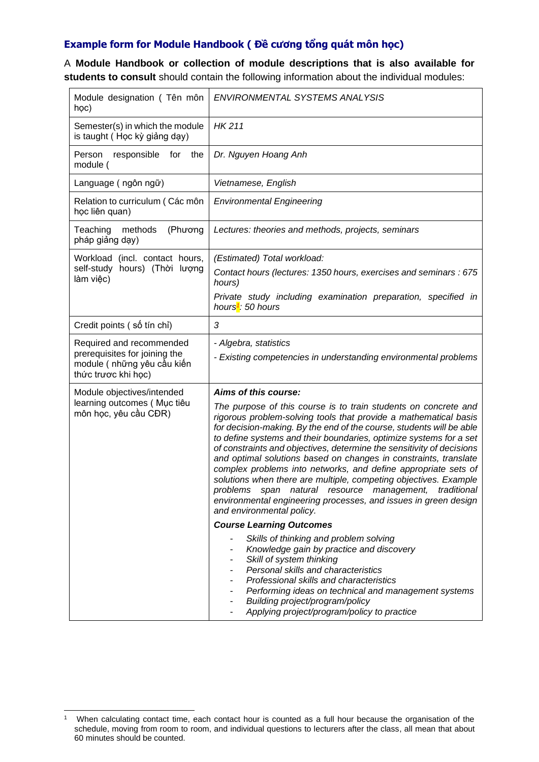## Example form for Module Handbook ( Đề cương tổng quát môn học)

A **Module Handbook or collection of module descriptions that is also available for students to consult** should contain the following information about the individual modules:

| Module designation ( Tên môn học) | *ENVIRONMENTAL SYSTEMS ANALYSIS* |
|---|---|
| Semester(s) in which the module is taught ( Học kỳ giảng dạy) | *HK 211* |
| Person responsible for the module ( | *Dr. Nguyen Hoang Anh* |
| Language ( ngôn ngữ) | *Vietnamese, English* |
| Relation to curriculum ( Các môn học liên quan) | *Environmental Engineering* |
| Teaching methods (Phương pháp giảng dạy) | *Lectures: theories and methods, projects, seminars* |
| Workload (incl. contact hours, self-study hours) (Thời lượng làm việc) | *(Estimated) Total workload:*<br>*Contact hours (lectures: 1350 hours, exercises and seminars : 675 hours)*<br>*Private study including examination preparation, specified in hours[1]: 50 hours* |
| Credit points ( số tín chỉ) | *3* |
| Required and recommended prerequisites for joining the module ( những yêu cầu kiến thức trươc khi học) | *- Algebra, statistics*<br>*- Existing competencies in understanding environmental problems* |
| Module objectives/intended learning outcomes ( Mục tiêu môn học, yêu cầu CĐR) | ***Aims of this course:***<br>*The purpose of this course is to train students on concrete and rigorous problem-solving tools that provide a mathematical basis for decision-making. By the end of the course, students will be able to define systems and their boundaries, optimize systems for a set of constraints and objectives, determine the sensitivity of decisions and optimal solutions based on changes in constraints, translate complex problems into networks, and define appropriate sets of solutions when there are multiple, competing objectives. Example problems span natural resource management, traditional environmental engineering processes, and issues in green design and environmental policy.*<br>***Course Learning Outcomes***<br>- *Skills of thinking and problem solving*<br>- *Knowledge gain by practice and discovery*<br>- *Skill of system thinking*<br>- *Personal skills and characteristics*<br>- *Professional skills and characteristics*<br>- *Performing ideas on technical and management systems*<br>- *Building project/program/policy*<br>- *Applying project/program/policy to practice* |

[1] When calculating contact time, each contact hour is counted as a full hour because the organisation of the schedule, moving from room to room, and individual questions to lecturers after the class, all mean that about 60 minutes should be counted.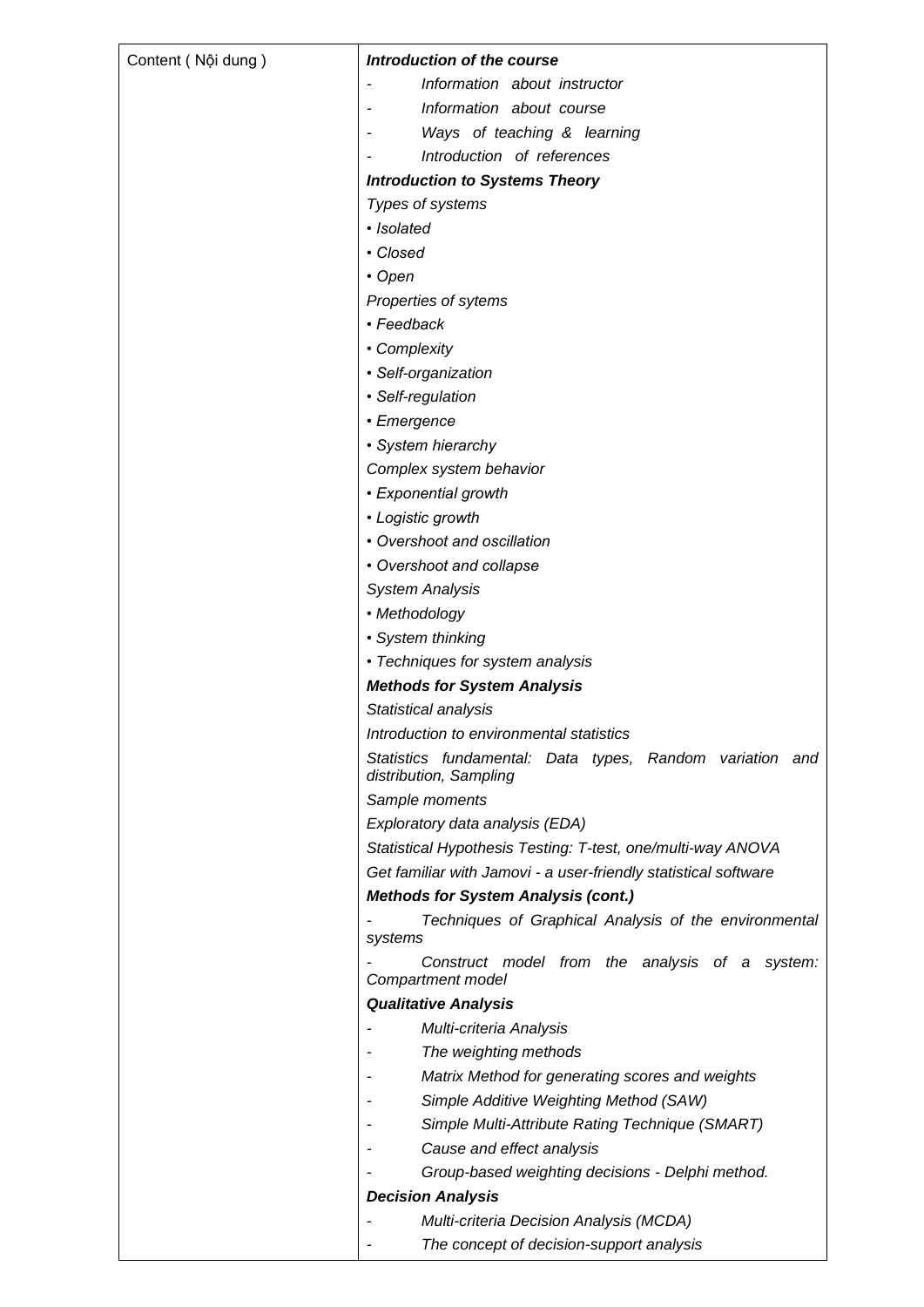| Content ( Nội dung ) | ***Introduction of the course***<br>- *Information about instructor*<br>- *Information about course*<br>- *Ways of teaching & learning*<br>- *Introduction of references*<br>***Introduction to Systems Theory***<br>*Types of systems*<br>*• Isolated*<br>*• Closed*<br>*• Open*<br>*Properties of sytems*<br>*• Feedback*<br>*• Complexity*<br>*• Self-organization*<br>*• Self-regulation*<br>*• Emergence*<br>*• System hierarchy*<br>*Complex system behavior*<br>*• Exponential growth*<br>*• Logistic growth*<br>*• Overshoot and oscillation*<br>*• Overshoot and collapse*<br>*System Analysis*<br>*• Methodology*<br>*• System thinking*<br>*• Techniques for system analysis*<br>***Methods for System Analysis***<br>*Statistical analysis*<br>*Introduction to environmental statistics*<br>*Statistics fundamental: Data types, Random variation and distribution, Sampling*<br>*Sample moments*<br>*Exploratory data analysis (EDA)*<br>*Statistical Hypothesis Testing: T-test, one/multi-way ANOVA*<br>*Get familiar with Jamovi - a user-friendly statistical software*<br>***Methods for System Analysis (cont.)***<br>- *Techniques of Graphical Analysis of the environmental systems*<br>- *Construct model from the analysis of a system: Compartment model*<br>***Qualitative Analysis***<br>- *Multi-criteria Analysis*<br>- *The weighting methods*<br>- *Matrix Method for generating scores and weights*<br>- *Simple Additive Weighting Method (SAW)*<br>- *Simple Multi-Attribute Rating Technique (SMART)*<br>- *Cause and effect analysis*<br>- *Group-based weighting decisions - Delphi method.*<br>***Decision Analysis***<br>- *Multi-criteria Decision Analysis (MCDA)*<br>- *The concept of decision-support analysis* |
|---|---|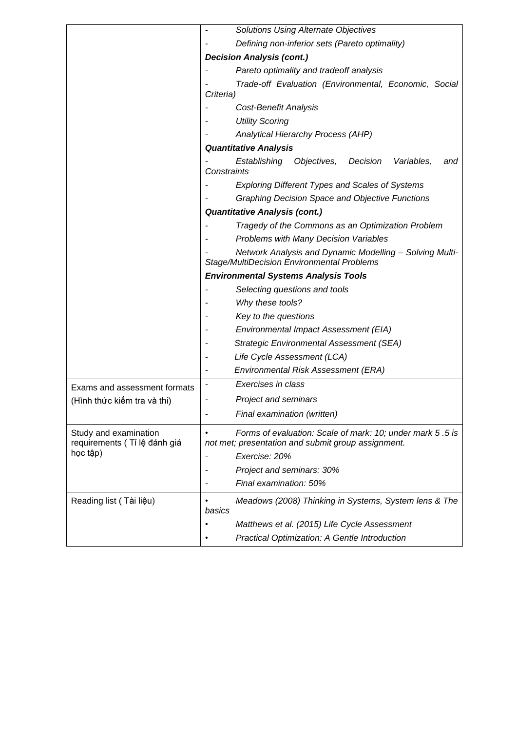| | |
|---|---|
| | - *Solutions Using Alternate Objectives*<br>- *Defining non-inferior sets (Pareto optimality)*<br>***Decision Analysis (cont.)***<br>- *Pareto optimality and tradeoff analysis*<br>- *Trade-off Evaluation (Environmental, Economic, Social Criteria)*<br>- *Cost-Benefit Analysis*<br>- *Utility Scoring*<br>- *Analytical Hierarchy Process (AHP)*<br>***Quantitative Analysis***<br>- *Establishing Objectives, Decision Variables, and Constraints*<br>- *Exploring Different Types and Scales of Systems*<br>- *Graphing Decision Space and Objective Functions*<br>***Quantitative Analysis (cont.)***<br>- *Tragedy of the Commons as an Optimization Problem*<br>- *Problems with Many Decision Variables*<br>- *Network Analysis and Dynamic Modelling – Solving Multi-Stage/MultiDecision Environmental Problems*<br>***Environmental Systems Analysis Tools***<br>- *Selecting questions and tools*<br>- *Why these tools?*<br>- *Key to the questions*<br>- *Environmental Impact Assessment (EIA)*<br>- *Strategic Environmental Assessment (SEA)*<br>- *Life Cycle Assessment (LCA)*<br>- *Environmental Risk Assessment (ERA)* |
| Exams and assessment formats (Hình thức kiểm tra và thi) | - *Exercises in class*<br>- *Project and seminars*<br>- *Final examination (written)* |
| Study and examination requirements ( Tỉ lệ đánh giá học tập) | • *Forms of evaluation: Scale of mark: 10; under mark 5 .5 is not met; presentation and submit group assignment.*<br>- *Exercise: 20%*<br>- *Project and seminars: 30%*<br>- *Final examination: 50%* |
| Reading list ( Tài liệu) | • *Meadows (2008) Thinking in Systems, System lens & The basics*<br>• *Matthews et al. (2015) Life Cycle Assessment*<br>• *Practical Optimization: A Gentle Introduction* |